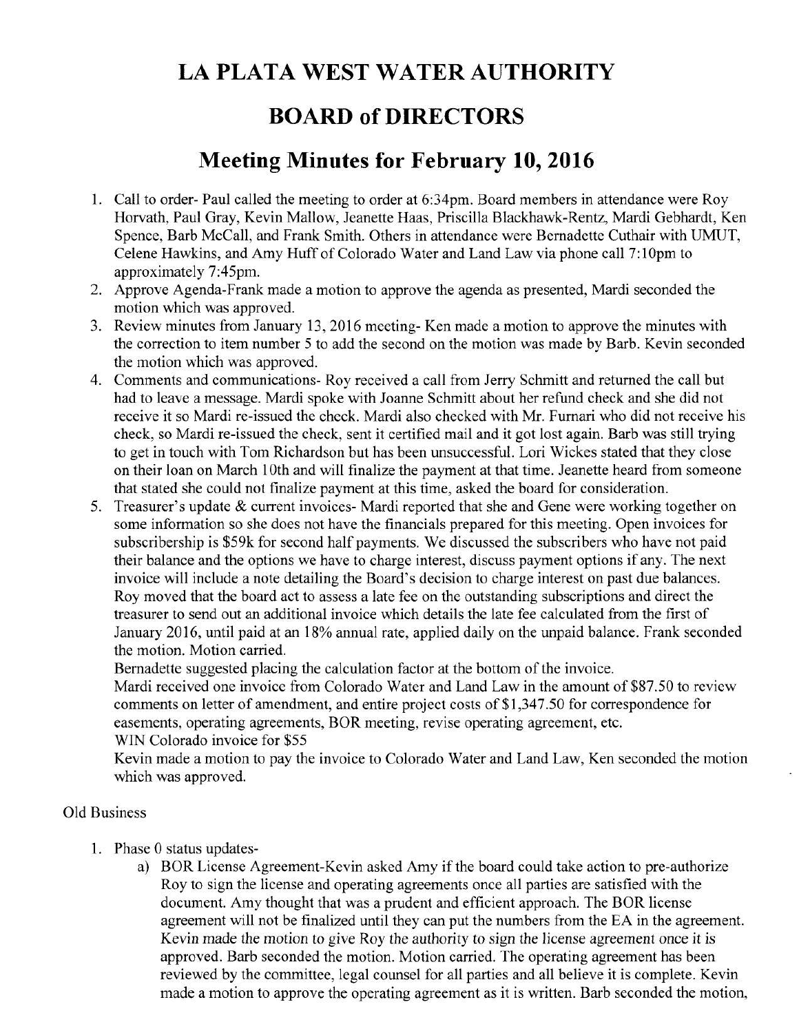# LA PLATA WEST WATER AUTHORITY

# BOARD of DIRECTORS

## Meeting Minutes for February 10, 2016

1. Call to order- Paul called the meeting to order at 6:34pm. Board members in attendance were Roy Horvath, Paul Gray, Kevin Mallow, Jeanette Haas, Priscilla Blackhawk-Rentz, Mardi Gebhardt, Ken Spence, Barb McCall, and Frank Smith. Others in attendance were Bernadette Cuthair with UMUT, Celene Hawkins, and Amy Huff of Colorado Water and Land Law via phone call 7:10pm to approximately 7:45pm.
2. Approve Agenda-Frank made a motion to approve the agenda as presented, Mardi seconded the motion which was approved.
3. Review minutes from January 13, 2016 meeting- Ken made a motion to approve the minutes with the correction to item number 5 to add the second on the motion was made by Barb. Kevin seconded the motion which was approved.
4. Comments and communications- Roy received a call from Jerry Schmitt and returned the call but had to leave a message. Mardi spoke with Joanne Schmitt about her refund check and she did not receive it so Mardi re-issued the check. Mardi also checked with Mr. Furnari who did not receive his check, so Mardi re-issued the check, sent it certified mail and it got lost again. Barb was still trying to get in touch with Tom Richardson but has been unsuccessful. Lori Wickes stated that they close on their loan on March 10th and will finalize the payment at that time. Jeanette heard from someone that stated she could not finalize payment at this time, asked the board for consideration.
5. Treasurer's update & current invoices- Mardi reported that she and Gene were working together on some information so she does not have the financials prepared for this meeting. Open invoices for subscribership is $59k for second half payments. We discussed the subscribers who have not paid their balance and the options we have to charge interest, discuss payment options if any. The next invoice will include a note detailing the Board's decision to charge interest on past due balances. Roy moved that the board act to assess a late fee on the outstanding subscriptions and direct the treasurer to send out an additional invoice which details the late fee calculated from the first of January 2016, until paid at an 18% annual rate, applied daily on the unpaid balance. Frank seconded the motion. Motion carried.

   Bernadette suggested placing the calculation factor at the bottom of the invoice.

   Mardi received one invoice from Colorado Water and Land Law in the amount of $87.50 to review comments on letter of amendment, and entire project costs of $1,347.50 for correspondence for easements, operating agreements, BOR meeting, revise operating agreement, etc.

   WIN Colorado invoice for $55

   Kevin made a motion to pay the invoice to Colorado Water and Land Law, Ken seconded the motion which was approved.

Old Business

1. Phase 0 status updates-
   a) BOR License Agreement-Kevin asked Amy if the board could take action to pre-authorize Roy to sign the license and operating agreements once all parties are satisfied with the document. Amy thought that was a prudent and efficient approach. The BOR license agreement will not be finalized until they can put the numbers from the EA in the agreement. Kevin made the motion to give Roy the authority to sign the license agreement once it is approved. Barb seconded the motion. Motion carried. The operating agreement has been reviewed by the committee, legal counsel for all parties and all believe it is complete. Kevin made a motion to approve the operating agreement as it is written. Barb seconded the motion,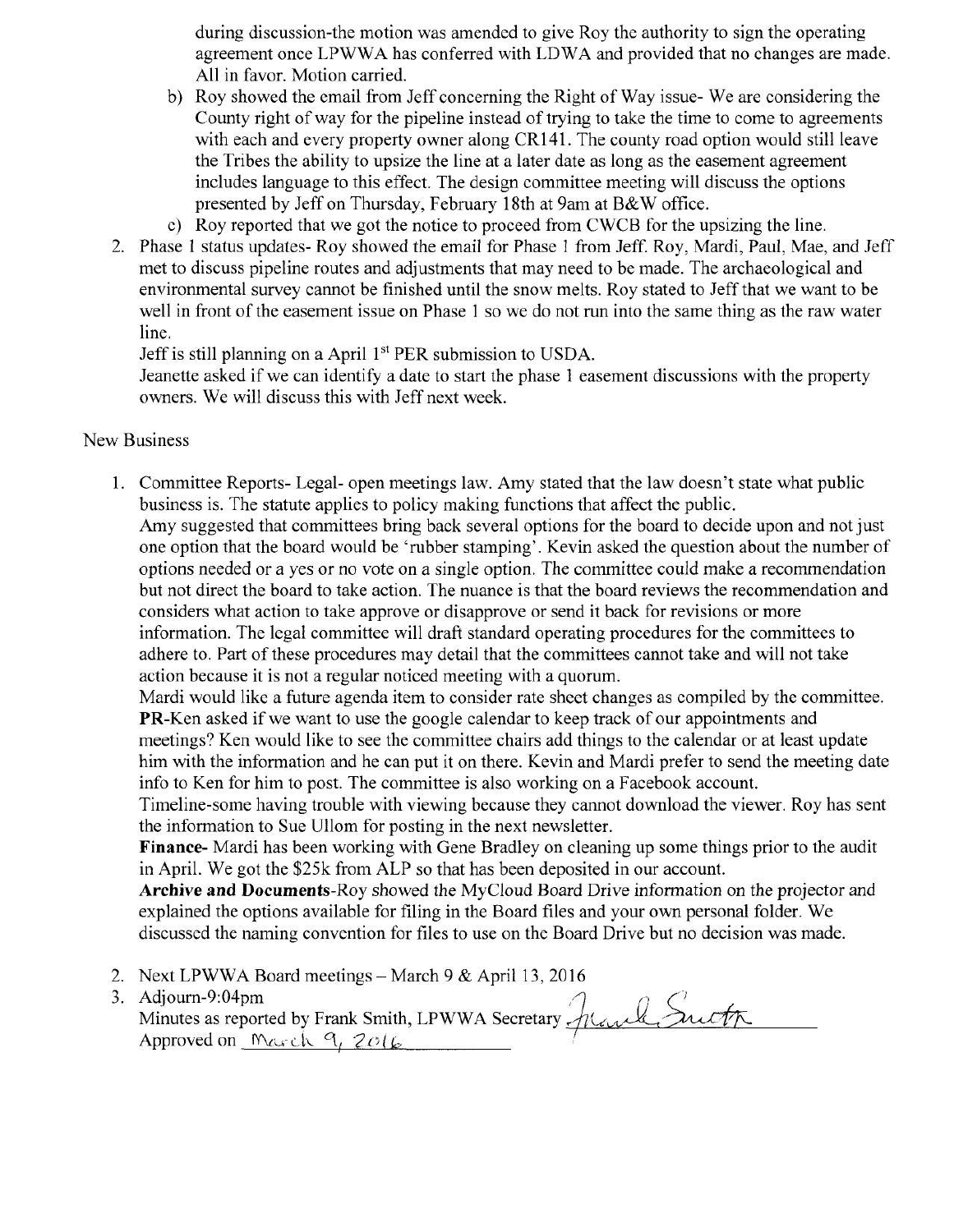during discussion-the motion was amended to give Roy the authority to sign the operating agreement once LPWWA has conferred with LDWA and provided that no changes are made. All in favor. Motion carried.

   b) Roy showed the email from Jeff concerning the Right of Way issue- We are considering the County right of way for the pipeline instead of trying to take the time to come to agreements with each and every property owner along CR141. The county road option would still leave the Tribes the ability to upsize the line at a later date as long as the easement agreement includes language to this effect. The design committee meeting will discuss the options presented by Jeff on Thursday, February 18th at 9am at B&W office.
   c) Roy reported that we got the notice to proceed from CWCB for the upsizing the line.

2. Phase 1 status updates- Roy showed the email for Phase 1 from Jeff. Roy, Mardi, Paul, Mae, and Jeff met to discuss pipeline routes and adjustments that may need to be made. The archaeological and environmental survey cannot be finished until the snow melts. Roy stated to Jeff that we want to be well in front of the easement issue on Phase 1 so we do not run into the same thing as the raw water line.
   Jeff is still planning on a April 1st PER submission to USDA.
   Jeanette asked if we can identify a date to start the phase 1 easement discussions with the property owners. We will discuss this with Jeff next week.

New Business

1. Committee Reports- Legal- open meetings law. Amy stated that the law doesn't state what public business is. The statute applies to policy making functions that affect the public.
   Amy suggested that committees bring back several options for the board to decide upon and not just one option that the board would be 'rubber stamping'. Kevin asked the question about the number of options needed or a yes or no vote on a single option. The committee could make a recommendation but not direct the board to take action. The nuance is that the board reviews the recommendation and considers what action to take approve or disapprove or send it back for revisions or more information. The legal committee will draft standard operating procedures for the committees to adhere to. Part of these procedures may detail that the committees cannot take and will not take action because it is not a regular noticed meeting with a quorum.
   Mardi would like a future agenda item to consider rate sheet changes as compiled by the committee.
   **PR**-Ken asked if we want to use the google calendar to keep track of our appointments and meetings? Ken would like to see the committee chairs add things to the calendar or at least update him with the information and he can put it on there. Kevin and Mardi prefer to send the meeting date info to Ken for him to post. The committee is also working on a Facebook account.
   Timeline-some having trouble with viewing because they cannot download the viewer. Roy has sent the information to Sue Ullom for posting in the next newsletter.
   **Finance**- Mardi has been working with Gene Bradley on cleaning up some things prior to the audit in April. We got the $25k from ALP so that has been deposited in our account.
   **Archive and Documents**-Roy showed the MyCloud Board Drive information on the projector and explained the options available for filing in the Board files and your own personal folder. We discussed the naming convention for files to use on the Board Drive but no decision was made.

2. Next LPWWA Board meetings – March 9 & April 13, 2016
3. Adjourn-9:04pm
   Minutes as reported by Frank Smith, LPWWA Secretary Frank Smith
   Approved on March 9, 2016